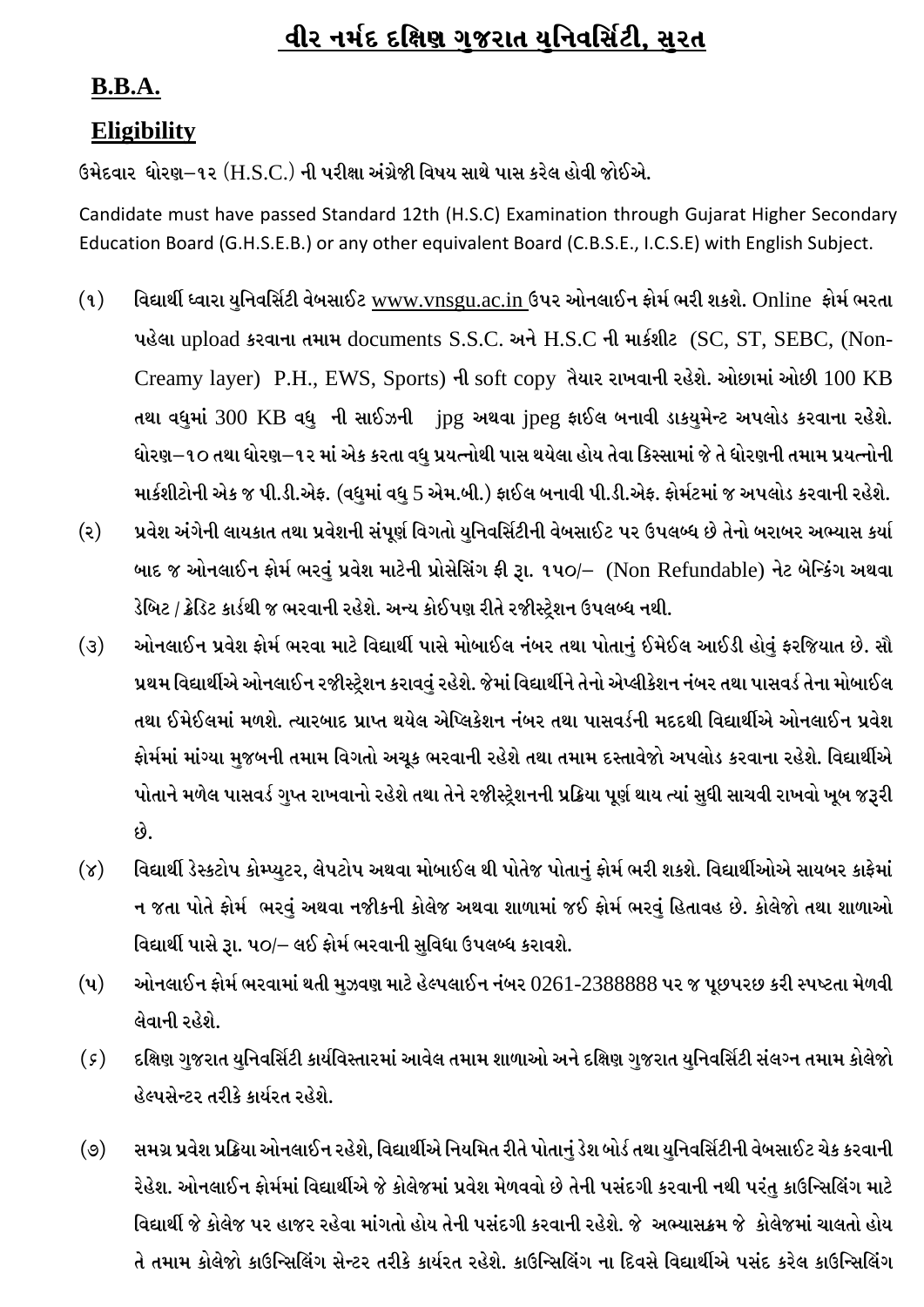# વીર નર્મદ દક્ષિણ ગુજરાત યુનિવર્સિટી, સુરત

## B.B.A.

## Eligibility

**ઉમેદવાર ધોરણ–૧૨ (H.S.C.) ની પરીક્ષા અંગ્રેજી વિષય સાથે પાસ કરેલ હોવી જોઈએ.**

Candidate must have passed Standard 12th (H.S.C) Examination through Gujarat Higher Secondary Education Board (G.H.S.E.B.) or any other equivalent Board (C.B.S.E., I.C.S.E) with English Subject.

(૧) **વિદ્યાર્થી ધ્વારા યુનિવર્સિટી વેબસાઈટ www.vnsgu.ac.in ઉપર ઓનલાઈન ફોર્મ ભરી શકશે. Online ફોર્મ ભરતા પહેલા upload કરવાના તમામ documents S.S.C. અને H.S.C ની માર્કશીટ (SC, ST, SEBC, (Non-Creamy layer) P.H., EWS, Sports) ની soft copy તૈયાર રાખવાની રહેશે. ઓછામાં ઓછી 100 KB તથા વધુમાં 300 KB વધુ ની સાઈઝની jpg અથવા jpeg ફાઈલ બનાવી ડાકયુમેન્ટ અપલોડ કરવાના રહેશે. ધોરણ–૧૦ તથા ધોરણ–૧૨ માં એક કરતા વધુ પ્રયત્નોથી પાસ થયેલા હોય તેવા કિસ્સામાં જે તે ધોરણની તમામ પ્રયત્નોની માર્કશીટોની એક જ પી.ડી.એફ. (વધુમાં વધુ 5 એમ.બી.) ફાઈલ બનાવી પી.ડી.એફ. ફોર્મેટમાં જ અપલોડ કરવાની રહેશે.**

(૨) **પ્રવેશ અંગેની લાયકાત તથા પ્રવેશની સંપૂર્ણ વિગતો યુનિવર્સિટીની વેબસાઈટ પર ઉપલબ્ધ છે તેનો બરાબર અભ્યાસ કર્યા બાદ જ ઓનલાઈન ફોર્મ ભરવું પ્રવેશ માટેની પ્રોસેસિંગ ફી રૂા. ૧૫૦/– (Non Refundable) નેટ બેન્કિંગ અથવા ડેબિટ / ક્રેડિટ કાર્ડથી જ ભરવાની રહેશે. અન્ય કોઈપણ રીતે રજીસ્ટ્રેશન ઉપલબ્ધ નથી.**

(૩) **ઓનલાઈન પ્રવેશ ફોર્મ ભરવા માટે વિદ્યાર્થી પાસે મોબાઈલ નંબર તથા પોતાનું ઈમેઈલ આઈડી હોવું ફરજિયાત છે. સૌ પ્રથમ વિદ્યાર્થીએ ઓનલાઈન રજીસ્ટ્રેશન કરાવવું રહેશે. જેમાં વિદ્યાર્થીને તેનો એપ્લીકેશન નંબર તથા પાસવર્ડ તેના મોબાઈલ તથા ઈમેઈલમાં મળશે. ત્યારબાદ પ્રાપ્ત થયેલ એપ્લિકેશન નંબર તથા પાસવર્ડની મદદથી વિદ્યાર્થીએ ઓનલાઈન પ્રવેશ ફોર્મમાં માંગ્યા મુજબની તમામ વિગતો અચૂક ભરવાની રહેશે તથા તમામ દસ્તાવેજો અપલોડ કરવાના રહેશે. વિદ્યાર્થીએ પોતાને મળેલ પાસવર્ડ ગુપ્ત રાખવાનો રહેશે તથા તેને રજીસ્ટ્રેશનની પ્રક્રિયા પૂર્ણ થાય ત્યાં સુધી સાચવી રાખવો ખૂબ જરૂરી છે.**

(૪) **વિદ્યાર્થી ડેસ્કટોપ કોમ્પ્યુટર, લેપટોપ અથવા મોબાઈલ થી પોતેજ પોતાનું ફોર્મ ભરી શકશે. વિદ્યાર્થીઓએ સાયબર કાફેમાં ન જતા પોતે ફોર્મ ભરવું અથવા નજીકની કોલેજ અથવા શાળામાં જઈ ફોર્મ ભરવું હિતાવહ છે. કોલેજો તથા શાળાઓ વિદ્યાર્થી પાસે રૂા. ૫૦/– લઈ ફોર્મ ભરવાની સુવિધા ઉપલબ્ધ કરાવશે.**

(૫) **ઓનલાઈન ફોર્મ ભરવામાં થતી મુઝવણ માટે હેલ્પલાઈન નંબર 0261-2388888 પર જ પૂછપરછ કરી સ્પષ્ટતા મેળવી લેવાની રહેશે.**

(૬) **દક્ષિણ ગુજરાત યુનિવર્સિટી કાર્યવિસ્તારમાં આવેલ તમામ શાળાઓ અને દક્ષિણ ગુજરાત યુનિવર્સિટી સંલગ્ન તમામ કોલેજો હેલ્પસેન્ટર તરીકે કાર્યરત રહેશે.**

(૭) **સમગ્ર પ્રવેશ પ્રક્રિયા ઓનલાઈન રહેશે, વિદ્યાર્થીએ નિયમિત રીતે પોતાનું ડેશ બોર્ડ તથા યુનિવર્સિટીની વેબસાઈટ ચેક કરવાની રેહેશ. ઓનલાઈન ફોર્મમાં વિદ્યાર્થીએ જે કોલેજમાં પ્રવેશ મેળવવો છે તેની પસંદગી કરવાની નથી પરંતુ કાઉન્સિલિંગ માટે વિદ્યાર્થી જે કોલેજ પર હાજર રહેવા માંગતો હોય તેની પસંદગી કરવાની રહેશે. જે અભ્યાસક્રમ જે કોલેજમાં ચાલતો હોય તે તમામ કોલેજો કાઉન્સિલિંગ સેન્ટર તરીકે કાર્યરત રહેશે. કાઉન્સિલિંગ ના દિવસે વિદ્યાર્થીએ પસંદ કરેલ કાઉન્સિલિંગ**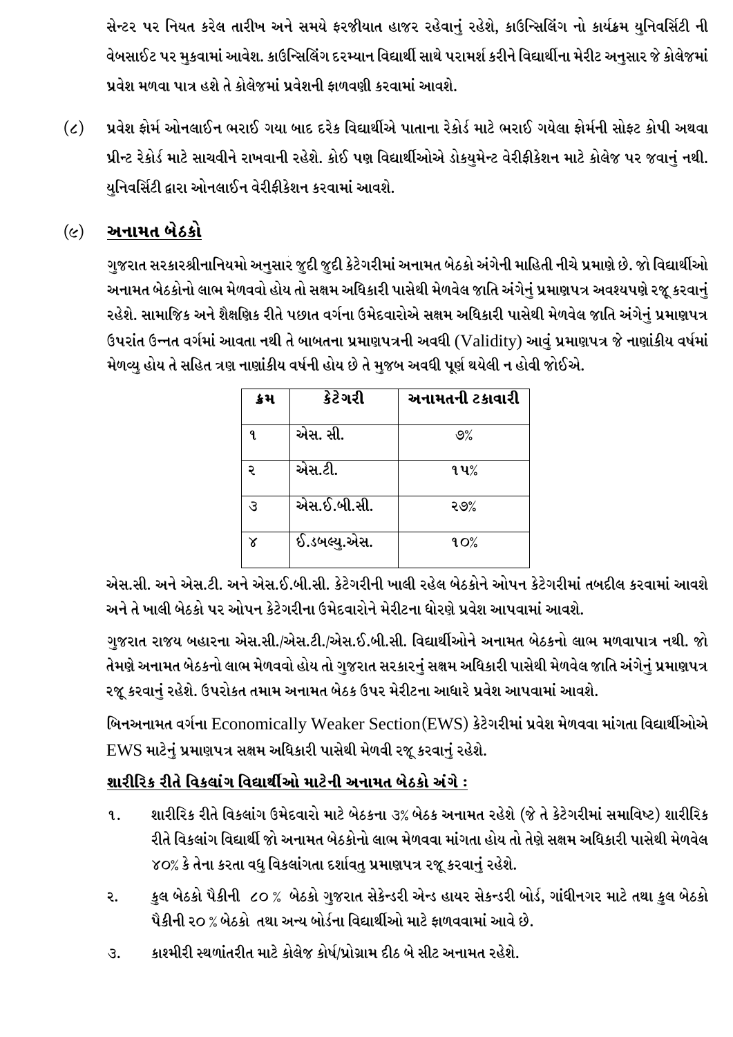સેન્ટર પર નિયત કરેલ તારીખ અને સમયે ફરજીયાત હાજર રહેવાનું રહેશે, કાઉન્સિલિંગ નો કાર્યક્રમ યુનિવર્સિટી ની વેબસાઈટ પર મુકવામાં આવેશ. કાઉન્સિલિંગ દરમ્યાન વિદ્યાર્થી સાથે પરામર્શ કરીને વિદ્યાર્થીના મેરીટ અનુસાર જે કોલેજમાં પ્રવેશ મળવા પાત્ર હશે તે કોલેજમાં પ્રવેશની ફાળવણી કરવામાં આવશે.

(૮) પ્રવેશ ફોર્મ ઓનલાઈન ભરાઈ ગયા બાદ દરેક વિદ્યાર્થીએ પાતાના રેકોર્ડ માટે ભરાઈ ગયેલા ફોર્મની સોફટ કોપી અથવા પ્રીન્ટ રેકોર્ડ માટે સાચવીને રાખવાની રહેશે. કોઈ પણ વિદ્યાર્થીઓએ ડોકયુમેન્ટ વેરીફીકેશન માટે કોલેજ પર જવાનું નથી. યુનિવર્સિટી દ્વારા ઓનલાઈન વેરીફીકેશન કરવામાં આવશે.

(૯) **અનામત બેઠકો**

ગુજરાત સરકારશ્રીનાનિયમો અનુસાર જુદી જુદી કેટેગરીમાં અનામત બેઠકો અંગેની માહિતી નીચે પ્રમાણે છે. જો વિદ્યાર્થીઓ અનામત બેઠકોનો લાભ મેળવવો હોય તો સક્ષમ અધિકારી પાસેથી મેળવેલ જાતિ અંગેનું પ્રમાણપત્ર અવશ્યપણે રજૂ કરવાનું રહેશે. સામાજિક અને શૈક્ષણિક રીતે પછાત વર્ગના ઉમેદવારોએ સક્ષમ અધિકારી પાસેથી મેળવેલ જાતિ અંગેનું પ્રમાણપત્ર ઉપરાંત ઉન્નત વર્ગમાં આવતા નથી તે બાબતના પ્રમાણપત્રની અવધી (Validity) આવું પ્રમાણપત્ર જે નાણાંકીય વર્ષમાં મેળવ્યુ હોય તે સહિત ત્રણ નાણાંકીય વર્ષની હોય છે તે મુજબ અવધી પૂર્ણ થયેલી ન હોવી જોઈએ.

| ક્રમ | કેટેગરી | અનામતની ટકાવારી |
|---|---|---|
| ૧ | એસ. સી. | ૭% |
| ૨ | એસ.ટી. | ૧૫% |
| ૩ | એસ.ઈ.બી.સી. | ૨૭% |
| ૪ | ઈ.ડબલ્યુ.એસ. | ૧૦% |

એસ.સી. અને એસ.ટી. અને એસ.ઈ.બી.સી. કેટેગરીની ખાલી રહેલ બેઠકોને ઓપન કેટેગરીમાં તબદીલ કરવામાં આવશે અને તે ખાલી બેઠકો પર ઓપન કેટેગરીના ઉમેદવારોને મેરીટના ધોરણે પ્રવેશ આપવામાં આવશે.

ગુજરાત રાજય બહારના એસ.સી./એસ.ટી./એસ.ઈ.બી.સી. વિદ્યાર્થીઓને અનામત બેઠકનો લાભ મળવાપાત્ર નથી. જો તેમણે અનામત બેઠકનો લાભ મેળવવો હોય તો ગુજરાત સરકારનું સક્ષમ અધિકારી પાસેથી મેળવેલ જાતિ અંગેનું પ્રમાણપત્ર રજૂ કરવાનું રહેશે. ઉપરોકત તમામ અનામત બેઠક ઉપર મેરીટના આધારે પ્રવેશ આપવામાં આવશે.

બિનઅનામત વર્ગના Economically Weaker Section(EWS) કેટેગરીમાં પ્રવેશ મેળવવા માંગતા વિદ્યાર્થીઓએ EWS માટેનું પ્રમાણપત્ર સક્ષમ અધિકારી પાસેથી મેળવી રજૂ કરવાનું રહેશે.

**શારીરિક રીતે વિકલાંગ વિદ્યાર્થીઓ માટેની અનામત બેઠકો અંગે :**

૧. શારીરિક રીતે વિકલાંગ ઉમેદવારો માટે બેઠકના ૩% બેઠક અનામત રહેશે (જે તે કેટેગરીમાં સમાવિષ્ટ) શારીરિક રીતે વિકલાંગ વિદ્યાર્થી જો અનામત બેઠકોનો લાભ મેળવવા માંગતા હોય તો તેણે સક્ષમ અધિકારી પાસેથી મેળવેલ ૪૦% કે તેના કરતા વધુ વિકલાંગતા દર્શાવતુ પ્રમાણપત્ર રજૂ કરવાનું રહેશે.

૨. કુલ બેઠકો પૈકીની ૮૦ % બેઠકો ગુજરાત સેકેન્ડરી એન્ડ હાયર સેકન્ડરી બોર્ડ, ગાંધીનગર માટે તથા કુલ બેઠકો પૈકીની ૨૦ % બેઠકો તથા અન્ય બોર્ડના વિદ્યાર્થીઓ માટે ફાળવવામાં આવે છે.

૩. કાશ્મીરી સ્થળાંતરીત માટે કોલેજ કોર્ષ/પ્રોગ્રામ દીઠ બે સીટ અનામત રહેશે.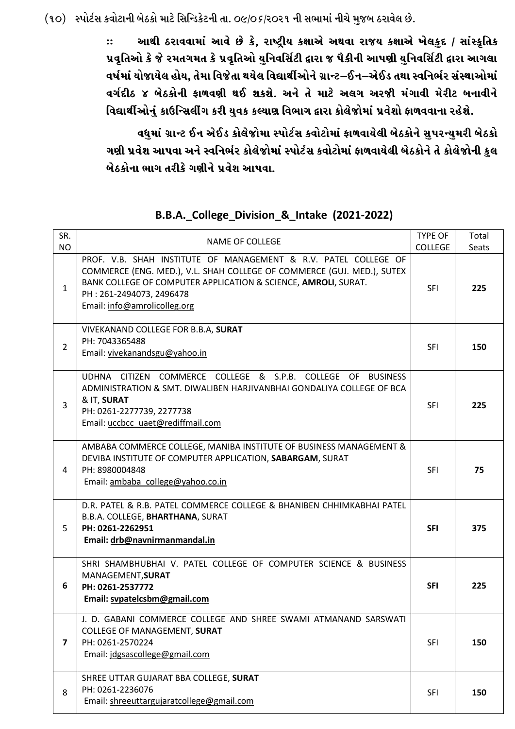(૧૦) સ્પોર્ટસ કવોટાની બેઠકો માટે સિન્ડિકેટની તા. ૦૯/૦૬/૨૦૨૧ ની સભામાં નીચે મુજબ ઠરાવેલ છે.

**:: આથી ઠરાવવામાં આવે છે કે, રાષ્ટ્રીય કક્ષાએ અથવા રાજય કક્ષાએ ખેલકુદ / સાંસ્કૃતિક પ્રવૃતિઓ કે જે રમતગમત કે પ્રવૃતિઓ યુનિવર્સિટી દ્વારા જ પૈકીની આપણી યુનિવર્સિટી દ્વારા આગલા વર્ષમાં યોજાયેલ હોય, તેમા વિજેતા થયેલ વિદ્યાર્થીઓને ગ્રાન્ટ–ઈન–એઈડ તથા સ્વનિર્ભર સંસ્થાઓમાં વર્ગદીઠ ૪ બેઠકોની ફાળવણી થઈ શકશે. અને તે માટે અલગ અરજી મંગાવી મેરીટ બનાવીને વિદ્યાર્થીઓનું કાઉન્સિલીંગ કરી યુવક કલ્યાણ વિભાગ દ્વારા કોલેજોમાં પ્રવેશો ફાળવવાના રહેશે.**

**વધુમાં ગ્રાન્ટ ઈન એઈડ કોલેજોમા સ્પોર્ટસ કવોટામાં ફાળવાયેલી બેઠકોને સુપરન્યુમરી બેઠકો ગણી પ્રવેશ આપવા અને સ્વનિર્ભર કોલેજોમાં સ્પોર્ટસ કવોટામાં ફાળવાયેલી બેઠકોને તે કોલેજોની કુલ બેઠકોના ભાગ તરીકે ગણીને પ્રવેશ આપવા.**

## B.B.A._College_Division_&_Intake (2021-2022)

| SR. NO | NAME OF COLLEGE | TYPE OF COLLEGE | Total Seats |
|---|---|---|---|
| 1 | PROF. V.B. SHAH INSTITUTE OF MANAGEMENT & R.V. PATEL COLLEGE OF COMMERCE (ENG. MED.), V.L. SHAH COLLEGE OF COMMERCE (GUJ. MED.), SUTEX BANK COLLEGE OF COMPUTER APPLICATION & SCIENCE, **AMROLI**, SURAT.<br>PH : 261-2494073, 2496478<br>Email: info@amrolicolleg.org | SFI | **225** |
| 2 | VIVEKANAND COLLEGE FOR B.B.A, **SURAT**<br>PH: 7043365488<br>Email: vivekanandsgu@yahoo.in | SFI | **150** |
| 3 | UDHNA CITIZEN COMMERCE COLLEGE & S.P.B. COLLEGE OF BUSINESS ADMINISTRATION & SMT. DIWALIBEN HARJIVANBHAI GONDALIYA COLLEGE OF BCA & IT, **SURAT**<br>PH: 0261-2277739, 2277738<br>Email: uccbcc_uaet@rediffmail.com | SFI | **225** |
| 4 | AMBABA COMMERCE COLLEGE, MANIBA INSTITUTE OF BUSINESS MANAGEMENT & DEVIBA INSTITUTE OF COMPUTER APPLICATION, **SABARGAM**, SURAT<br>PH: 8980004848<br>Email: ambaba_college@yahoo.co.in | SFI | **75** |
| 5 | D.R. PATEL & R.B. PATEL COMMERCE COLLEGE & BHANIBEN CHHIMKABHAI PATEL B.B.A. COLLEGE, **BHARTHANA**, SURAT<br>**PH: 0261-2262951**<br>**Email: drb@navnirmanmandal.in** | **SFI** | **375** |
| **6** | SHRI SHAMBHUBHAI V. PATEL COLLEGE OF COMPUTER SCIENCE & BUSINESS MANAGEMENT,**SURAT**<br>**PH: 0261-2537772**<br>**Email: svpatelcsbm@gmail.com** | **SFI** | **225** |
| **7** | J. D. GABANI COMMERCE COLLEGE AND SHREE SWAMI ATMANAND SARSWATI COLLEGE OF MANAGEMENT, **SURAT**<br>PH: 0261-2570224<br>Email: jdgsascollege@gmail.com | SFI | **150** |
| 8 | SHREE UTTAR GUJARAT BBA COLLEGE, **SURAT**<br>PH: 0261-2236076<br>Email: shreeuttargujaratcollege@gmail.com | SFI | **150** |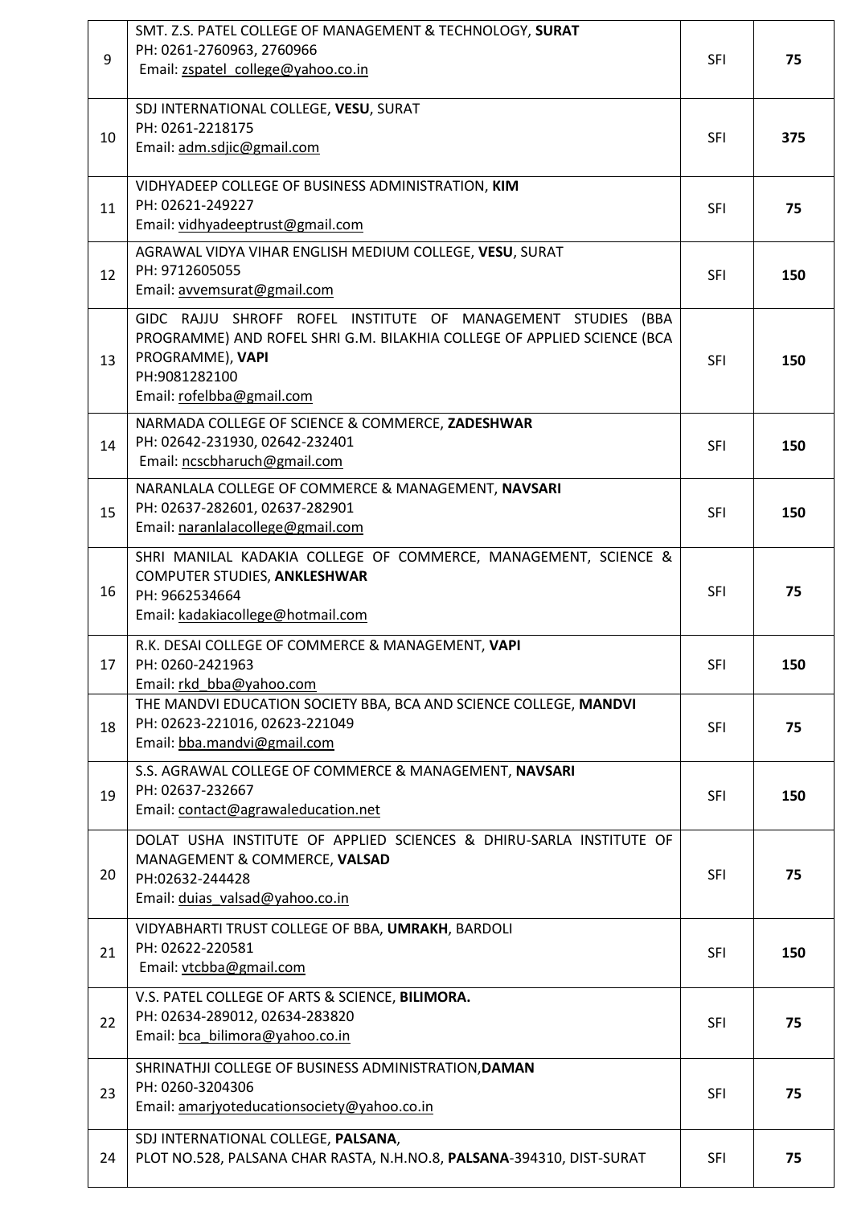| | | | |
|---|---|---|---|
| 9 | SMT. Z.S. PATEL COLLEGE OF MANAGEMENT & TECHNOLOGY, **SURAT**<br>PH: 0261-2760963, 2760966<br>Email: zspatel_college@yahoo.co.in | SFI | **75** |
| 10 | SDJ INTERNATIONAL COLLEGE, **VESU**, SURAT<br>PH: 0261-2218175<br>Email: adm.sdjic@gmail.com | SFI | **375** |
| 11 | VIDHYADEEP COLLEGE OF BUSINESS ADMINISTRATION, **KIM**<br>PH: 02621-249227<br>Email: vidhyadeeptrust@gmail.com | SFI | **75** |
| 12 | AGRAWAL VIDYA VIHAR ENGLISH MEDIUM COLLEGE, **VESU**, SURAT<br>PH: 9712605055<br>Email: avvemsurat@gmail.com | SFI | **150** |
| 13 | GIDC RAJJU SHROFF ROFEL INSTITUTE OF MANAGEMENT STUDIES (BBA PROGRAMME) AND ROFEL SHRI G.M. BILAKHIA COLLEGE OF APPLIED SCIENCE (BCA PROGRAMME), **VAPI**<br>PH:9081282100<br>Email: rofelbba@gmail.com | SFI | **150** |
| 14 | NARMADA COLLEGE OF SCIENCE & COMMERCE, **ZADESHWAR**<br>PH: 02642-231930, 02642-232401<br>Email: ncscbharuch@gmail.com | SFI | **150** |
| 15 | NARANLALA COLLEGE OF COMMERCE & MANAGEMENT, **NAVSARI**<br>PH: 02637-282601, 02637-282901<br>Email: naranlalacollege@gmail.com | SFI | **150** |
| 16 | SHRI MANILAL KADAKIA COLLEGE OF COMMERCE, MANAGEMENT, SCIENCE & COMPUTER STUDIES, **ANKLESHWAR**<br>PH: 9662534664<br>Email: kadakiacollege@hotmail.com | SFI | **75** |
| 17 | R.K. DESAI COLLEGE OF COMMERCE & MANAGEMENT, **VAPI**<br>PH: 0260-2421963<br>Email: rkd_bba@yahoo.com | SFI | **150** |
| 18 | THE MANDVI EDUCATION SOCIETY BBA, BCA AND SCIENCE COLLEGE, **MANDVI**<br>PH: 02623-221016, 02623-221049<br>Email: bba.mandvi@gmail.com | SFI | **75** |
| 19 | S.S. AGRAWAL COLLEGE OF COMMERCE & MANAGEMENT, **NAVSARI**<br>PH: 02637-232667<br>Email: contact@agrawaleducation.net | SFI | **150** |
| 20 | DOLAT USHA INSTITUTE OF APPLIED SCIENCES & DHIRU-SARLA INSTITUTE OF MANAGEMENT & COMMERCE, **VALSAD**<br>PH:02632-244428<br>Email: duias_valsad@yahoo.co.in | SFI | **75** |
| 21 | VIDYABHARTI TRUST COLLEGE OF BBA, **UMRAKH**, BARDOLI<br>PH: 02622-220581<br>Email: vtcbba@gmail.com | SFI | **150** |
| 22 | V.S. PATEL COLLEGE OF ARTS & SCIENCE, **BILIMORA.**<br>PH: 02634-289012, 02634-283820<br>Email: bca_bilimora@yahoo.co.in | SFI | **75** |
| 23 | SHRINATHJI COLLEGE OF BUSINESS ADMINISTRATION,**DAMAN**<br>PH: 0260-3204306<br>Email: amarjyoteducationsociety@yahoo.co.in | SFI | **75** |
| 24 | SDJ INTERNATIONAL COLLEGE, **PALSANA**,<br>PLOT NO.528, PALSANA CHAR RASTA, N.H.NO.8, **PALSANA**-394310, DIST-SURAT | SFI | **75** |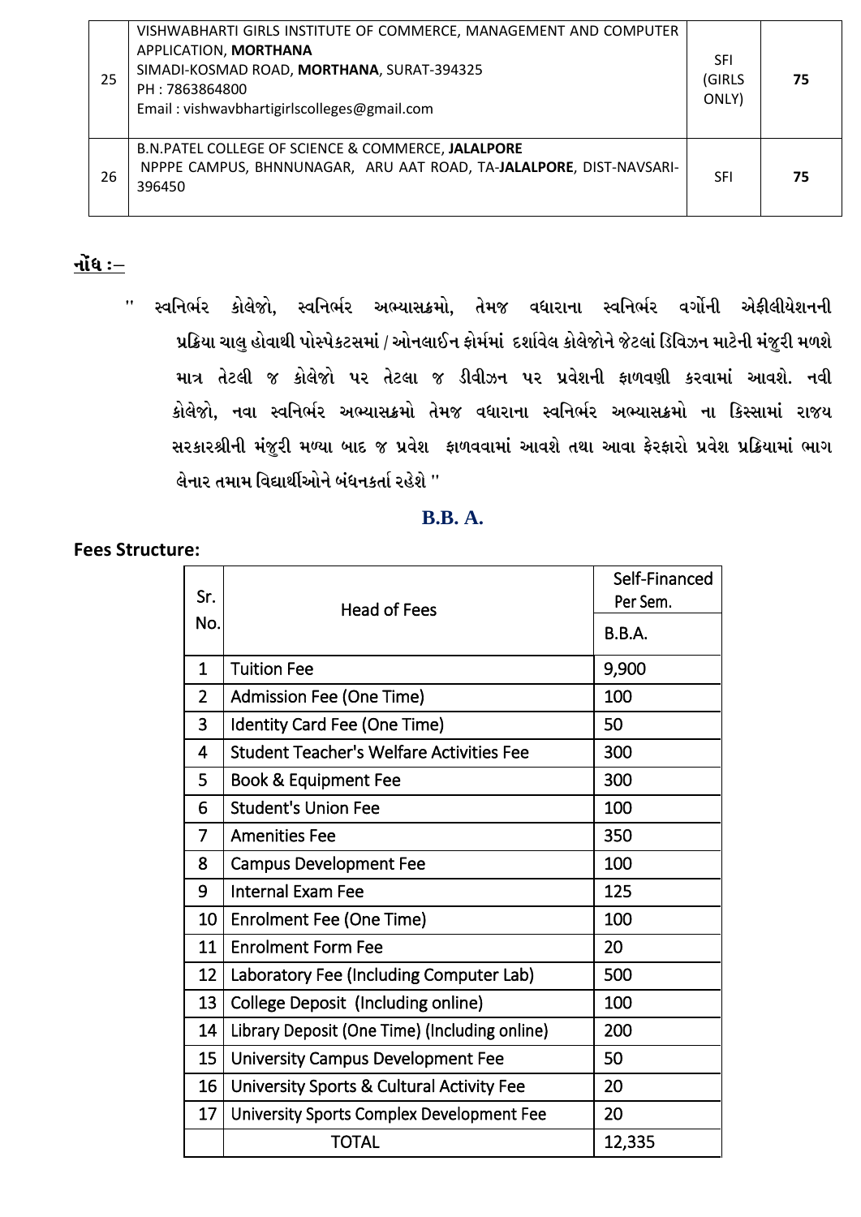| | | | |
|---|---|---|---|
| 25 | VISHWABHARTI GIRLS INSTITUTE OF COMMERCE, MANAGEMENT AND COMPUTER APPLICATION, **MORTHANA**<br>SIMADI-KOSMAD ROAD, **MORTHANA**, SURAT-394325<br>PH : 7863864800<br>Email : vishwavbhartigirlscolleges@gmail.com | SFI (GIRLS ONLY) | **75** |
| 26 | B.N.PATEL COLLEGE OF SCIENCE & COMMERCE, **JALALPORE**<br>NPPPE CAMPUS, BHNNUNAGAR, ARU AAT ROAD, TA-**JALALPORE**, DIST-NAVSARI-396450 | SFI | **75** |

**નોંધ :–**

**" સ્વનિર્ભર કોલેજો, સ્વનિર્ભર અભ્યાસક્રમો, તેમજ વધારાના સ્વનિર્ભર વર્ગોની એફીલીયેશનની પ્રક્રિયા ચાલુ હોવાથી પોસ્પેકટસમાં / ઓનલાઈન ફોર્મમાં દર્શાવેલ કોલેજોને જેટલાં ડિવિઝન માટેની મંજુરી મળશે માત્ર તેટલી જ કોલેજો પર તેટલા જ ડીવીઝન પર પ્રવેશની ફાળવણી કરવામાં આવશે. નવી કોલેજો, નવા સ્વનિર્ભર અભ્યાસક્રમો તેમજ વધારાના સ્વનિર્ભર અભ્યાસક્રમો ના કિસ્સામાં રાજ્ય સરકારશ્રીની મંજુરી મળ્યા બાદ જ પ્રવેશ ફાળવવામાં આવશે તથા આવા ફેરફારો પ્રવેશ પ્રક્રિયામાં ભાગ લેનાર તમામ વિદ્યાર્થીઓને બંધનકર્તા રહેશે "**

## B.B. A.

**Fees Structure:**

| Sr. No. | Head of Fees | Self-Financed Per Sem. |
|---|---|---|
| | | B.B.A. |
| 1 | Tuition Fee | 9,900 |
| 2 | Admission Fee (One Time) | 100 |
| 3 | Identity Card Fee (One Time) | 50 |
| 4 | Student Teacher's Welfare Activities Fee | 300 |
| 5 | Book & Equipment Fee | 300 |
| 6 | Student's Union Fee | 100 |
| 7 | Amenities Fee | 350 |
| 8 | Campus Development Fee | 100 |
| 9 | Internal Exam Fee | 125 |
| 10 | Enrolment Fee (One Time) | 100 |
| 11 | Enrolment Form Fee | 20 |
| 12 | Laboratory Fee (Including Computer Lab) | 500 |
| 13 | College Deposit (Including online) | 100 |
| 14 | Library Deposit (One Time) (Including online) | 200 |
| 15 | University Campus Development Fee | 50 |
| 16 | University Sports & Cultural Activity Fee | 20 |
| 17 | University Sports Complex Development Fee | 20 |
| | TOTAL | 12,335 |